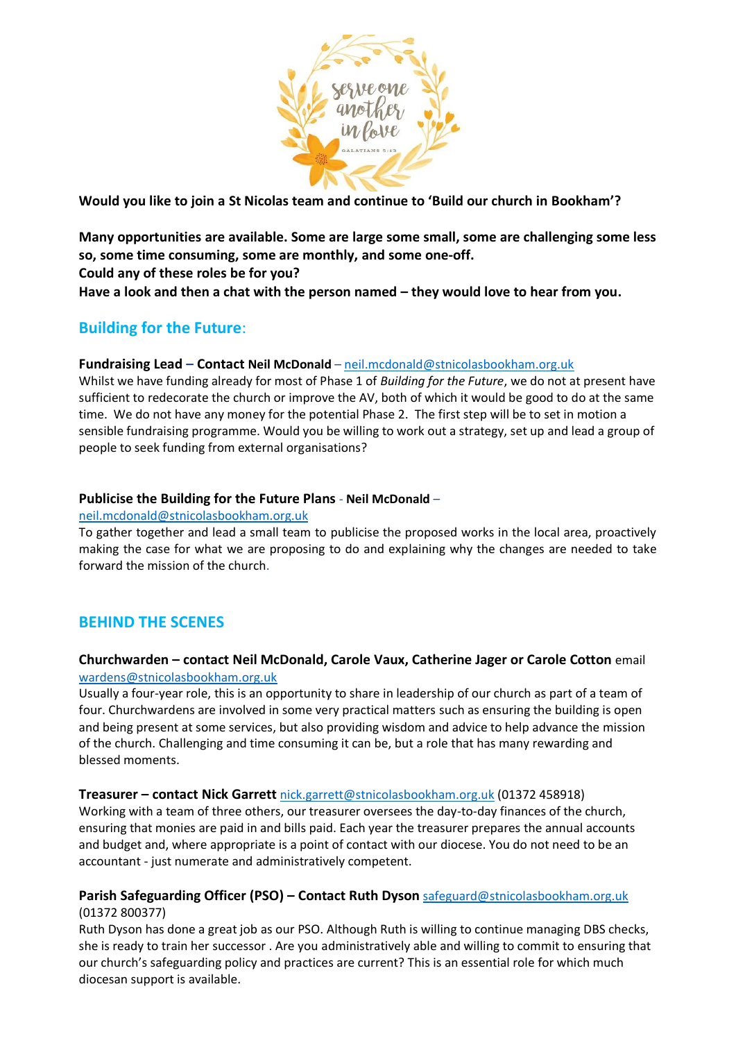**Would you like to join a St Nicolas team and continue to 'Build our church in Bookham'?**

**Many opportunities are available. Some are large some small, some are challenging some less so, some time consuming, some are monthly, and some one-off.**
**Could any of these roles be for you?**
**Have a look and then a chat with the person named – they would love to hear from you.**

## Building for the Future:

**Fundraising Lead – Contact Neil McDonald** – neil.mcdonald@stnicolasbookham.org.uk
Whilst we have funding already for most of Phase 1 of *Building for the Future*, we do not at present have sufficient to redecorate the church or improve the AV, both of which it would be good to do at the same time. We do not have any money for the potential Phase 2. The first step will be to set in motion a sensible fundraising programme. Would you be willing to work out a strategy, set up and lead a group of people to seek funding from external organisations?

**Publicise the Building for the Future Plans** - **Neil McDonald** – neil.mcdonald@stnicolasbookham.org.uk
To gather together and lead a small team to publicise the proposed works in the local area, proactively making the case for what we are proposing to do and explaining why the changes are needed to take forward the mission of the church.

## BEHIND THE SCENES

**Churchwarden – contact Neil McDonald, Carole Vaux, Catherine Jager or Carole Cotton** email wardens@stnicolasbookham.org.uk
Usually a four-year role, this is an opportunity to share in leadership of our church as part of a team of four. Churchwardens are involved in some very practical matters such as ensuring the building is open and being present at some services, but also providing wisdom and advice to help advance the mission of the church. Challenging and time consuming it can be, but a role that has many rewarding and blessed moments.

**Treasurer – contact Nick Garrett** nick.garrett@stnicolasbookham.org.uk (01372 458918)
Working with a team of three others, our treasurer oversees the day-to-day finances of the church, ensuring that monies are paid in and bills paid. Each year the treasurer prepares the annual accounts and budget and, where appropriate is a point of contact with our diocese. You do not need to be an accountant - just numerate and administratively competent.

**Parish Safeguarding Officer (PSO) – Contact Ruth Dyson** safeguard@stnicolasbookham.org.uk (01372 800377)
Ruth Dyson has done a great job as our PSO. Although Ruth is willing to continue managing DBS checks, she is ready to train her successor . Are you administratively able and willing to commit to ensuring that our church's safeguarding policy and practices are current? This is an essential role for which much diocesan support is available.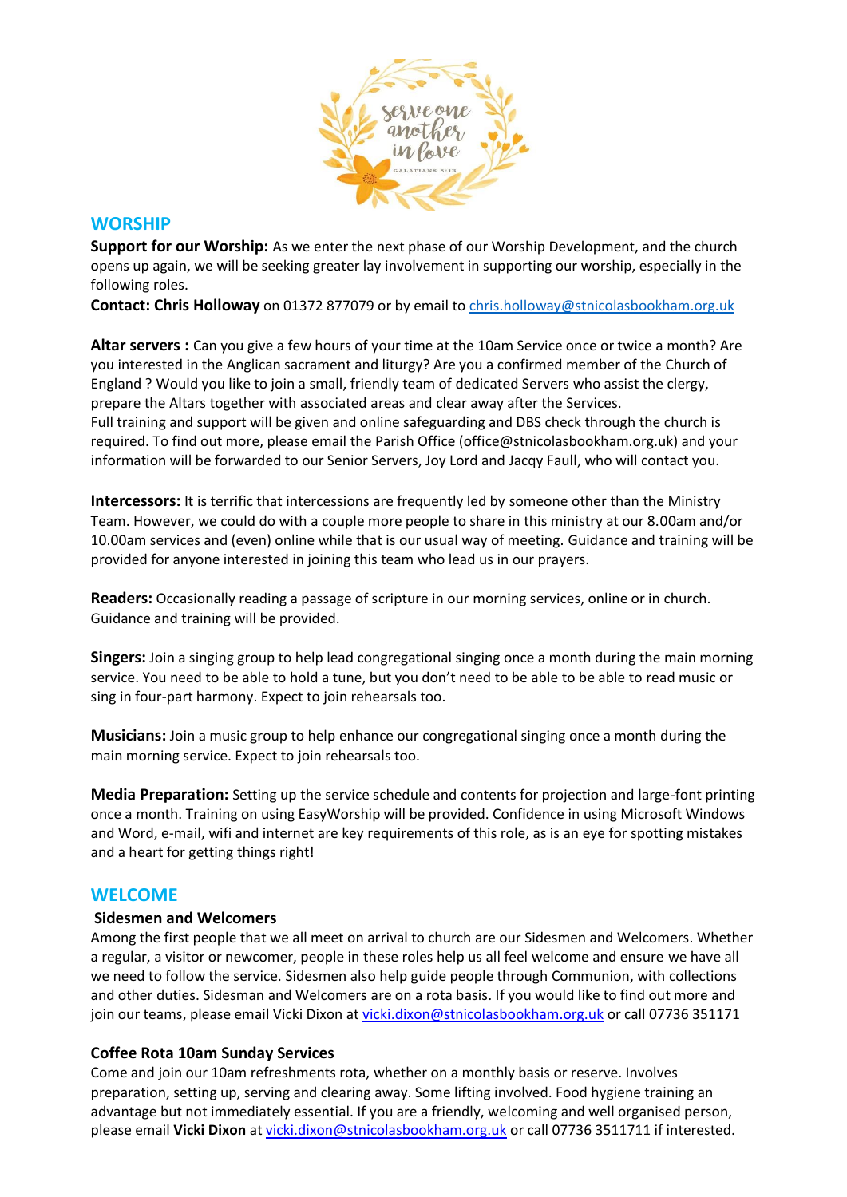## WORSHIP

**Support for our Worship:** As we enter the next phase of our Worship Development, and the church opens up again, we will be seeking greater lay involvement in supporting our worship, especially in the following roles.

**Contact: Chris Holloway** on 01372 877079 or by email to chris.holloway@stnicolasbookham.org.uk

**Altar servers :** Can you give a few hours of your time at the 10am Service once or twice a month? Are you interested in the Anglican sacrament and liturgy? Are you a confirmed member of the Church of England ? Would you like to join a small, friendly team of dedicated Servers who assist the clergy, prepare the Altars together with associated areas and clear away after the Services.

Full training and support will be given and online safeguarding and DBS check through the church is required. To find out more, please email the Parish Office (office@stnicolasbookham.org.uk) and your information will be forwarded to our Senior Servers, Joy Lord and Jacqy Faull, who will contact you.

**Intercessors:** It is terrific that intercessions are frequently led by someone other than the Ministry Team. However, we could do with a couple more people to share in this ministry at our 8.00am and/or 10.00am services and (even) online while that is our usual way of meeting. Guidance and training will be provided for anyone interested in joining this team who lead us in our prayers.

**Readers:** Occasionally reading a passage of scripture in our morning services, online or in church. Guidance and training will be provided.

**Singers:** Join a singing group to help lead congregational singing once a month during the main morning service. You need to be able to hold a tune, but you don't need to be able to be able to read music or sing in four-part harmony. Expect to join rehearsals too.

**Musicians:** Join a music group to help enhance our congregational singing once a month during the main morning service. Expect to join rehearsals too.

**Media Preparation:** Setting up the service schedule and contents for projection and large-font printing once a month. Training on using EasyWorship will be provided. Confidence in using Microsoft Windows and Word, e-mail, wifi and internet are key requirements of this role, as is an eye for spotting mistakes and a heart for getting things right!

## WELCOME

### Sidesmen and Welcomers

Among the first people that we all meet on arrival to church are our Sidesmen and Welcomers. Whether a regular, a visitor or newcomer, people in these roles help us all feel welcome and ensure we have all we need to follow the service. Sidesmen also help guide people through Communion, with collections and other duties. Sidesman and Welcomers are on a rota basis. If you would like to find out more and join our teams, please email Vicki Dixon at vicki.dixon@stnicolasbookham.org.uk or call 07736 351171

### Coffee Rota 10am Sunday Services

Come and join our 10am refreshments rota, whether on a monthly basis or reserve. Involves preparation, setting up, serving and clearing away. Some lifting involved. Food hygiene training an advantage but not immediately essential. If you are a friendly, welcoming and well organised person, please email **Vicki Dixon** at vicki.dixon@stnicolasbookham.org.uk or call 07736 3511711 if interested.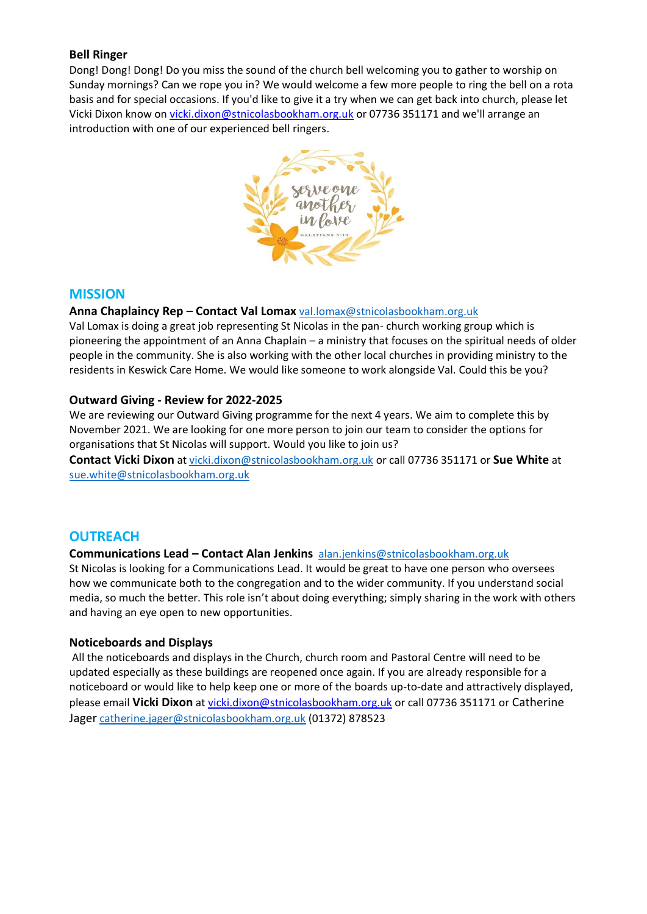**Bell Ringer**

Dong! Dong! Dong! Do you miss the sound of the church bell welcoming you to gather to worship on Sunday mornings? Can we rope you in? We would welcome a few more people to ring the bell on a rota basis and for special occasions. If you'd like to give it a try when we can get back into church, please let Vicki Dixon know on vicki.dixon@stnicolasbookham.org.uk or 07736 351171 and we'll arrange an introduction with one of our experienced bell ringers.

## MISSION

**Anna Chaplaincy Rep – Contact Val Lomax** val.lomax@stnicolasbookham.org.uk

Val Lomax is doing a great job representing St Nicolas in the pan- church working group which is pioneering the appointment of an Anna Chaplain – a ministry that focuses on the spiritual needs of older people in the community. She is also working with the other local churches in providing ministry to the residents in Keswick Care Home. We would like someone to work alongside Val. Could this be you?

**Outward Giving - Review for 2022-2025**

We are reviewing our Outward Giving programme for the next 4 years. We aim to complete this by November 2021. We are looking for one more person to join our team to consider the options for organisations that St Nicolas will support. Would you like to join us?

**Contact Vicki Dixon** at vicki.dixon@stnicolasbookham.org.uk or call 07736 351171 or **Sue White** at sue.white@stnicolasbookham.org.uk

## OUTREACH

**Communications Lead – Contact Alan Jenkins** alan.jenkins@stnicolasbookham.org.uk

St Nicolas is looking for a Communications Lead. It would be great to have one person who oversees how we communicate both to the congregation and to the wider community. If you understand social media, so much the better. This role isn't about doing everything; simply sharing in the work with others and having an eye open to new opportunities.

**Noticeboards and Displays**

All the noticeboards and displays in the Church, church room and Pastoral Centre will need to be updated especially as these buildings are reopened once again. If you are already responsible for a noticeboard or would like to help keep one or more of the boards up-to-date and attractively displayed, please email **Vicki Dixon** at vicki.dixon@stnicolasbookham.org.uk or call 07736 351171 or Catherine Jager catherine.jager@stnicolasbookham.org.uk (01372) 878523